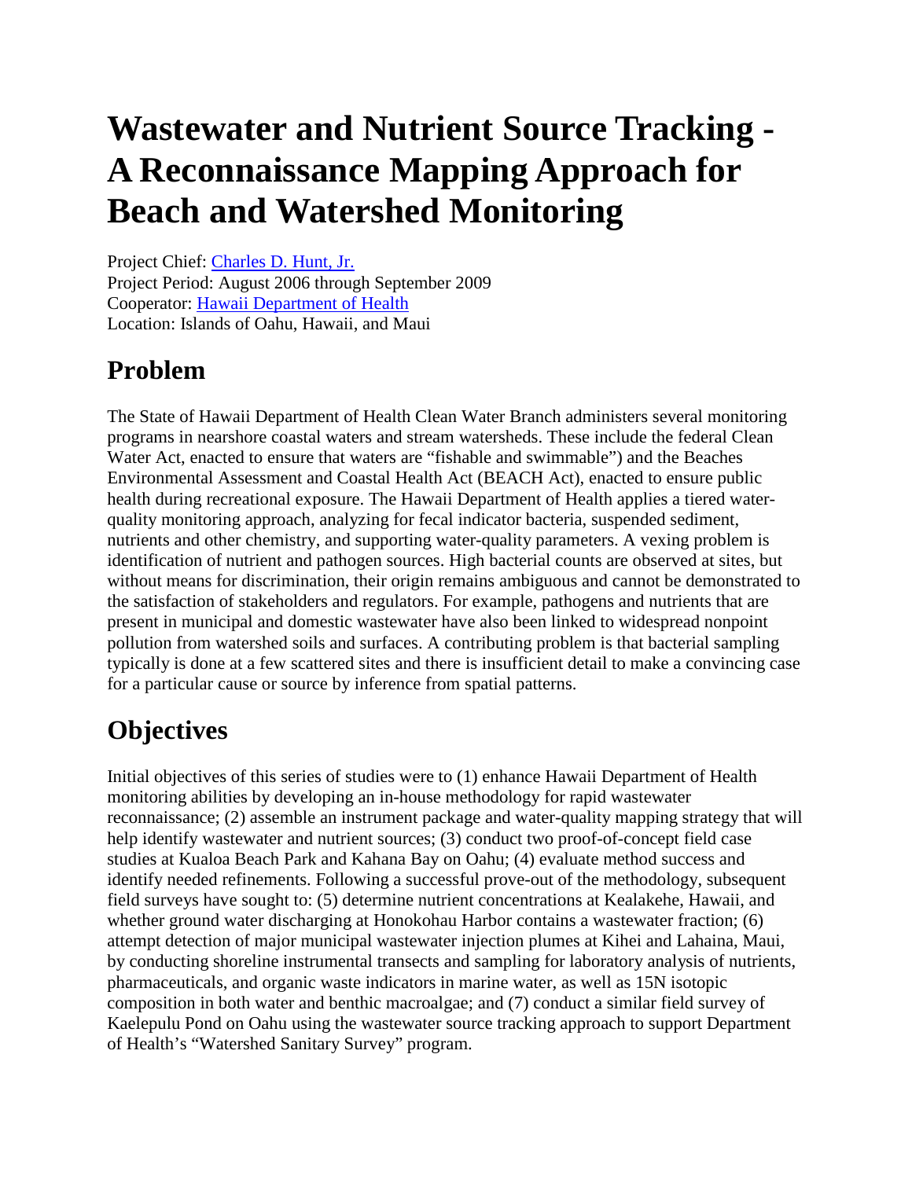# Wastewater and Nutrient Source Tracking - A Reconnaissance Mapping Approach for Beach and Watershed Monitoring

Project Chief: [Charles D. Hunt, Jr.]
Project Period: August 2006 through September 2009
Cooperator: [Hawaii Department of Health]
Location: Islands of Oahu, Hawaii, and Maui

## Problem

The State of Hawaii Department of Health Clean Water Branch administers several monitoring programs in nearshore coastal waters and stream watersheds. These include the federal Clean Water Act, enacted to ensure that waters are "fishable and swimmable") and the Beaches Environmental Assessment and Coastal Health Act (BEACH Act), enacted to ensure public health during recreational exposure. The Hawaii Department of Health applies a tiered water-quality monitoring approach, analyzing for fecal indicator bacteria, suspended sediment, nutrients and other chemistry, and supporting water-quality parameters. A vexing problem is identification of nutrient and pathogen sources. High bacterial counts are observed at sites, but without means for discrimination, their origin remains ambiguous and cannot be demonstrated to the satisfaction of stakeholders and regulators. For example, pathogens and nutrients that are present in municipal and domestic wastewater have also been linked to widespread nonpoint pollution from watershed soils and surfaces. A contributing problem is that bacterial sampling typically is done at a few scattered sites and there is insufficient detail to make a convincing case for a particular cause or source by inference from spatial patterns.

## Objectives

Initial objectives of this series of studies were to (1) enhance Hawaii Department of Health monitoring abilities by developing an in-house methodology for rapid wastewater reconnaissance; (2) assemble an instrument package and water-quality mapping strategy that will help identify wastewater and nutrient sources; (3) conduct two proof-of-concept field case studies at Kualoa Beach Park and Kahana Bay on Oahu; (4) evaluate method success and identify needed refinements. Following a successful prove-out of the methodology, subsequent field surveys have sought to: (5) determine nutrient concentrations at Kealakehe, Hawaii, and whether ground water discharging at Honokohau Harbor contains a wastewater fraction; (6) attempt detection of major municipal wastewater injection plumes at Kihei and Lahaina, Maui, by conducting shoreline instrumental transects and sampling for laboratory analysis of nutrients, pharmaceuticals, and organic waste indicators in marine water, as well as $^{15}N$ isotopic composition in both water and benthic macroalgae; and (7) conduct a similar field survey of Kaelepulu Pond on Oahu using the wastewater source tracking approach to support Department of Health's "Watershed Sanitary Survey" program.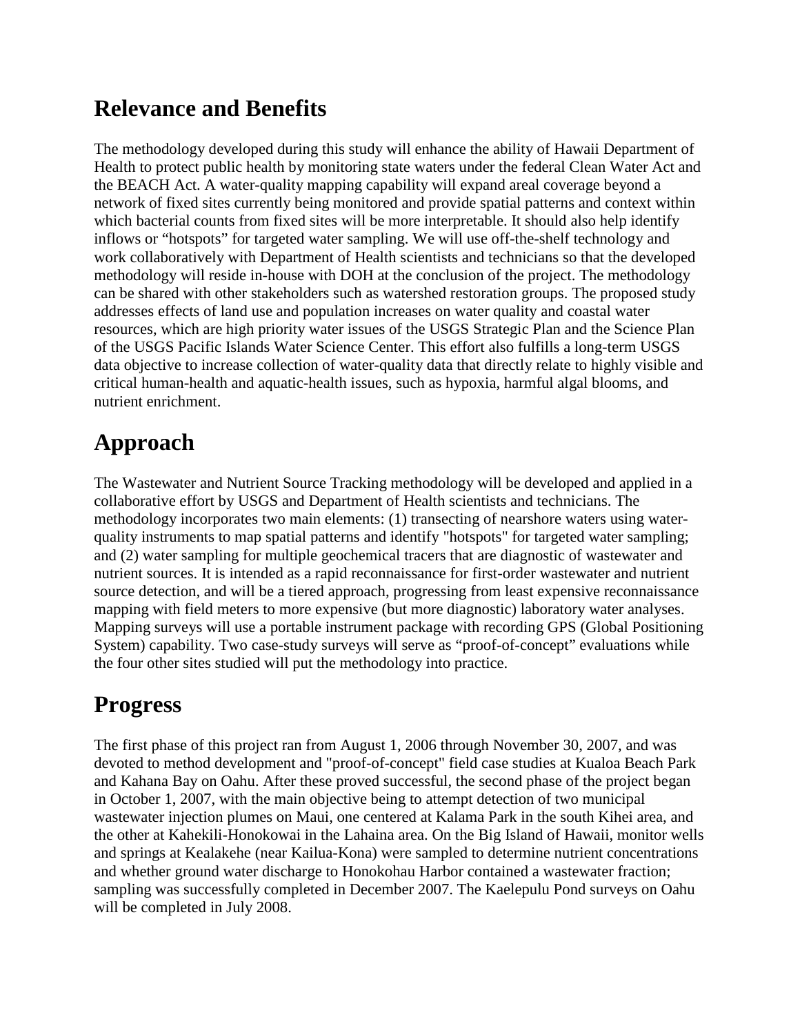## Relevance and Benefits

The methodology developed during this study will enhance the ability of Hawaii Department of Health to protect public health by monitoring state waters under the federal Clean Water Act and the BEACH Act. A water-quality mapping capability will expand areal coverage beyond a network of fixed sites currently being monitored and provide spatial patterns and context within which bacterial counts from fixed sites will be more interpretable. It should also help identify inflows or "hotspots" for targeted water sampling. We will use off-the-shelf technology and work collaboratively with Department of Health scientists and technicians so that the developed methodology will reside in-house with DOH at the conclusion of the project. The methodology can be shared with other stakeholders such as watershed restoration groups. The proposed study addresses effects of land use and population increases on water quality and coastal water resources, which are high priority water issues of the USGS Strategic Plan and the Science Plan of the USGS Pacific Islands Water Science Center. This effort also fulfills a long-term USGS data objective to increase collection of water-quality data that directly relate to highly visible and critical human-health and aquatic-health issues, such as hypoxia, harmful algal blooms, and nutrient enrichment.

## Approach

The Wastewater and Nutrient Source Tracking methodology will be developed and applied in a collaborative effort by USGS and Department of Health scientists and technicians. The methodology incorporates two main elements: (1) transecting of nearshore waters using water-quality instruments to map spatial patterns and identify "hotspots" for targeted water sampling; and (2) water sampling for multiple geochemical tracers that are diagnostic of wastewater and nutrient sources. It is intended as a rapid reconnaissance for first-order wastewater and nutrient source detection, and will be a tiered approach, progressing from least expensive reconnaissance mapping with field meters to more expensive (but more diagnostic) laboratory water analyses. Mapping surveys will use a portable instrument package with recording GPS (Global Positioning System) capability. Two case-study surveys will serve as "proof-of-concept" evaluations while the four other sites studied will put the methodology into practice.

## Progress

The first phase of this project ran from August 1, 2006 through November 30, 2007, and was devoted to method development and "proof-of-concept" field case studies at Kualoa Beach Park and Kahana Bay on Oahu. After these proved successful, the second phase of the project began in October 1, 2007, with the main objective being to attempt detection of two municipal wastewater injection plumes on Maui, one centered at Kalama Park in the south Kihei area, and the other at Kahekili-Honokowai in the Lahaina area. On the Big Island of Hawaii, monitor wells and springs at Kealakehe (near Kailua-Kona) were sampled to determine nutrient concentrations and whether ground water discharge to Honokohau Harbor contained a wastewater fraction; sampling was successfully completed in December 2007. The Kaelepulu Pond surveys on Oahu will be completed in July 2008.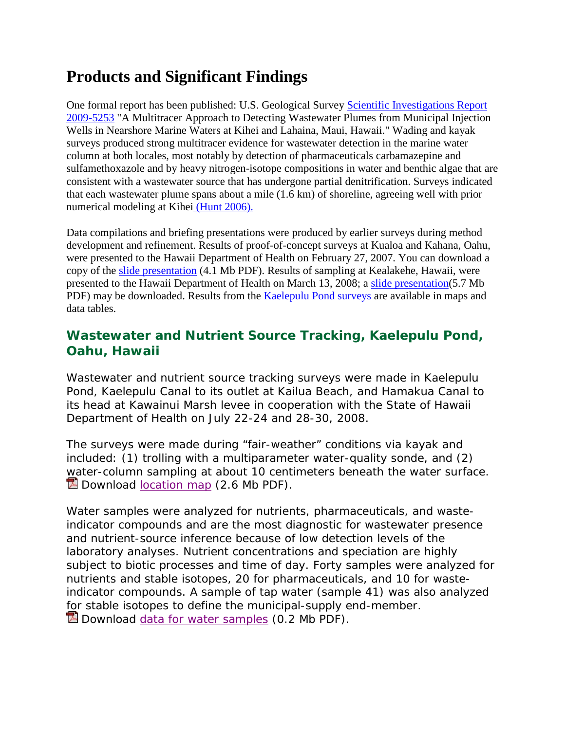# Products and Significant Findings

One formal report has been published: U.S. Geological Survey Scientific Investigations Report 2009-5253 "A Multitracer Approach to Detecting Wastewater Plumes from Municipal Injection Wells in Nearshore Marine Waters at Kihei and Lahaina, Maui, Hawaii." Wading and kayak surveys produced strong multitracer evidence for wastewater detection in the marine water column at both locales, most notably by detection of pharmaceuticals carbamazepine and sulfamethoxazole and by heavy nitrogen-isotope compositions in water and benthic algae that are consistent with a wastewater source that has undergone partial denitrification. Surveys indicated that each wastewater plume spans about a mile (1.6 km) of shoreline, agreeing well with prior numerical modeling at Kihei (Hunt 2006).

Data compilations and briefing presentations were produced by earlier surveys during method development and refinement. Results of proof-of-concept surveys at Kualoa and Kahana, Oahu, were presented to the Hawaii Department of Health on February 27, 2007. You can download a copy of the slide presentation (4.1 Mb PDF). Results of sampling at Kealakehe, Hawaii, were presented to the Hawaii Department of Health on March 13, 2008; a slide presentation(5.7 Mb PDF) may be downloaded. Results from the Kaelepulu Pond surveys are available in maps and data tables.

## Wastewater and Nutrient Source Tracking, Kaelepulu Pond, Oahu, Hawaii

Wastewater and nutrient source tracking surveys were made in Kaelepulu Pond, Kaelepulu Canal to its outlet at Kailua Beach, and Hamakua Canal to its head at Kawainui Marsh levee in cooperation with the State of Hawaii Department of Health on July 22-24 and 28-30, 2008.

The surveys were made during "fair-weather" conditions via kayak and included: (1) trolling with a multiparameter water-quality sonde, and (2) water-column sampling at about 10 centimeters beneath the water surface. Download location map (2.6 Mb PDF).

Water samples were analyzed for nutrients, pharmaceuticals, and waste-indicator compounds and are the most diagnostic for wastewater presence and nutrient-source inference because of low detection levels of the laboratory analyses. Nutrient concentrations and speciation are highly subject to biotic processes and time of day. Forty samples were analyzed for nutrients and stable isotopes, 20 for pharmaceuticals, and 10 for waste-indicator compounds. A sample of tap water (sample 41) was also analyzed for stable isotopes to define the municipal-supply end-member. Download data for water samples (0.2 Mb PDF).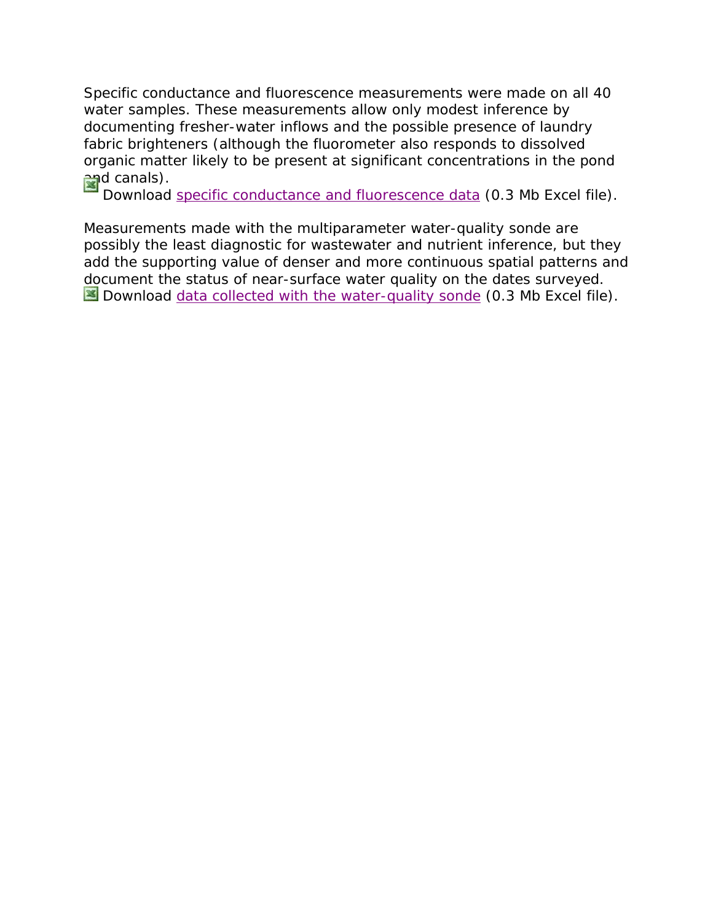Specific conductance and fluorescence measurements were made on all 40 water samples. These measurements allow only modest inference by documenting fresher-water inflows and the possible presence of laundry fabric brighteners (although the fluorometer also responds to dissolved organic matter likely to be present at significant concentrations in the pond and canals).

Download specific conductance and fluorescence data (0.3 Mb Excel file).

Measurements made with the multiparameter water-quality sonde are possibly the least diagnostic for wastewater and nutrient inference, but they add the supporting value of denser and more continuous spatial patterns and document the status of near-surface water quality on the dates surveyed.

Download data collected with the water-quality sonde (0.3 Mb Excel file).